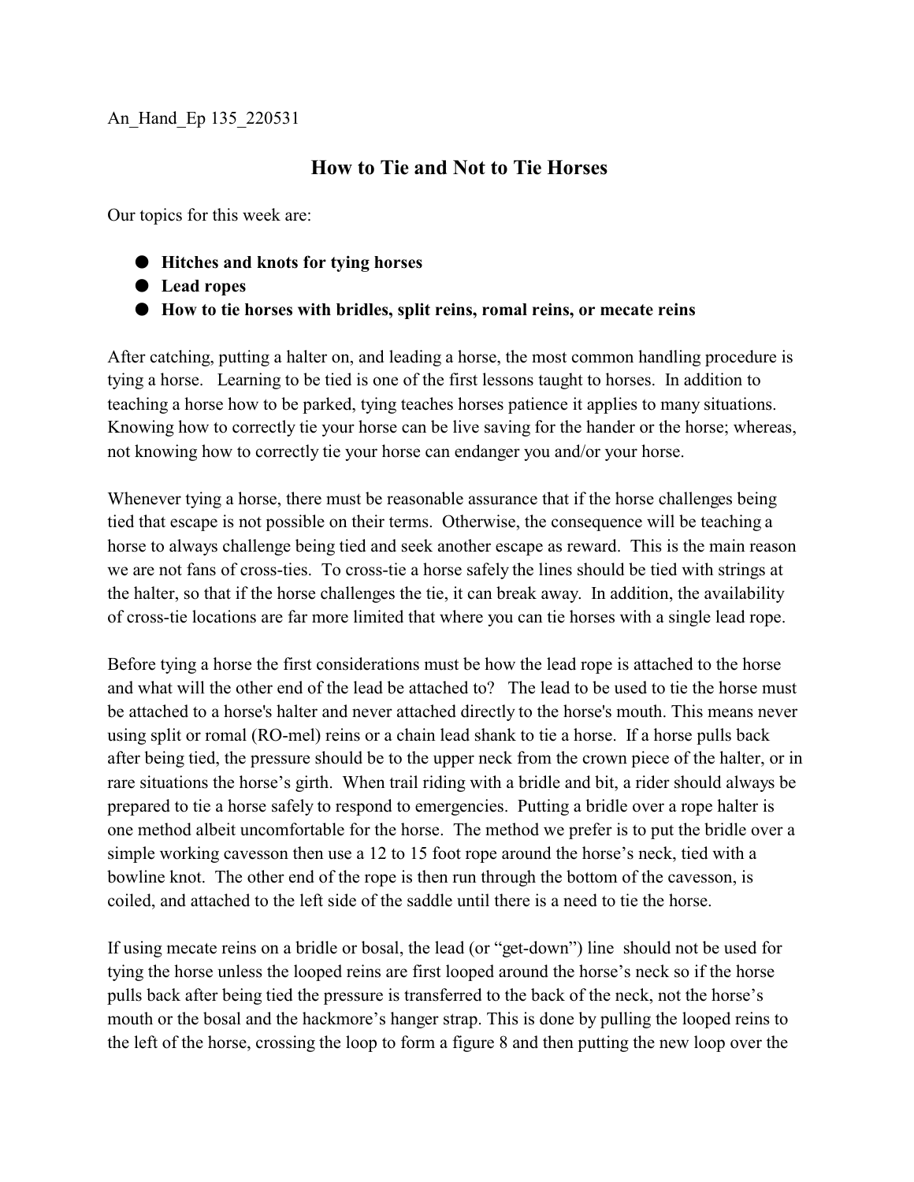An_Hand_Ep 135_220531

# How to Tie and Not to Tie Horses

Our topics for this week are:

- **Hitches and knots for tying horses**
- **Lead ropes**
- **How to tie horses with bridles, split reins, romal reins, or mecate reins**

After catching, putting a halter on, and leading a horse, the most common handling procedure is tying a horse. Learning to be tied is one of the first lessons taught to horses. In addition to teaching a horse how to be parked, tying teaches horses patience it applies to many situations. Knowing how to correctly tie your horse can be live saving for the hander or the horse; whereas, not knowing how to correctly tie your horse can endanger you and/or your horse.

Whenever tying a horse, there must be reasonable assurance that if the horse challenges being tied that escape is not possible on their terms. Otherwise, the consequence will be teaching a horse to always challenge being tied and seek another escape as reward. This is the main reason we are not fans of cross-ties. To cross-tie a horse safely the lines should be tied with strings at the halter, so that if the horse challenges the tie, it can break away. In addition, the availability of cross-tie locations are far more limited that where you can tie horses with a single lead rope.

Before tying a horse the first considerations must be how the lead rope is attached to the horse and what will the other end of the lead be attached to? The lead to be used to tie the horse must be attached to a horse's halter and never attached directly to the horse's mouth. This means never using split or romal (RO-mel) reins or a chain lead shank to tie a horse. If a horse pulls back after being tied, the pressure should be to the upper neck from the crown piece of the halter, or in rare situations the horse's girth. When trail riding with a bridle and bit, a rider should always be prepared to tie a horse safely to respond to emergencies. Putting a bridle over a rope halter is one method albeit uncomfortable for the horse. The method we prefer is to put the bridle over a simple working cavesson then use a 12 to 15 foot rope around the horse's neck, tied with a bowline knot. The other end of the rope is then run through the bottom of the cavesson, is coiled, and attached to the left side of the saddle until there is a need to tie the horse.

If using mecate reins on a bridle or bosal, the lead (or "get-down") line should not be used for tying the horse unless the looped reins are first looped around the horse's neck so if the horse pulls back after being tied the pressure is transferred to the back of the neck, not the horse's mouth or the bosal and the hackmore's hanger strap. This is done by pulling the looped reins to the left of the horse, crossing the loop to form a figure 8 and then putting the new loop over the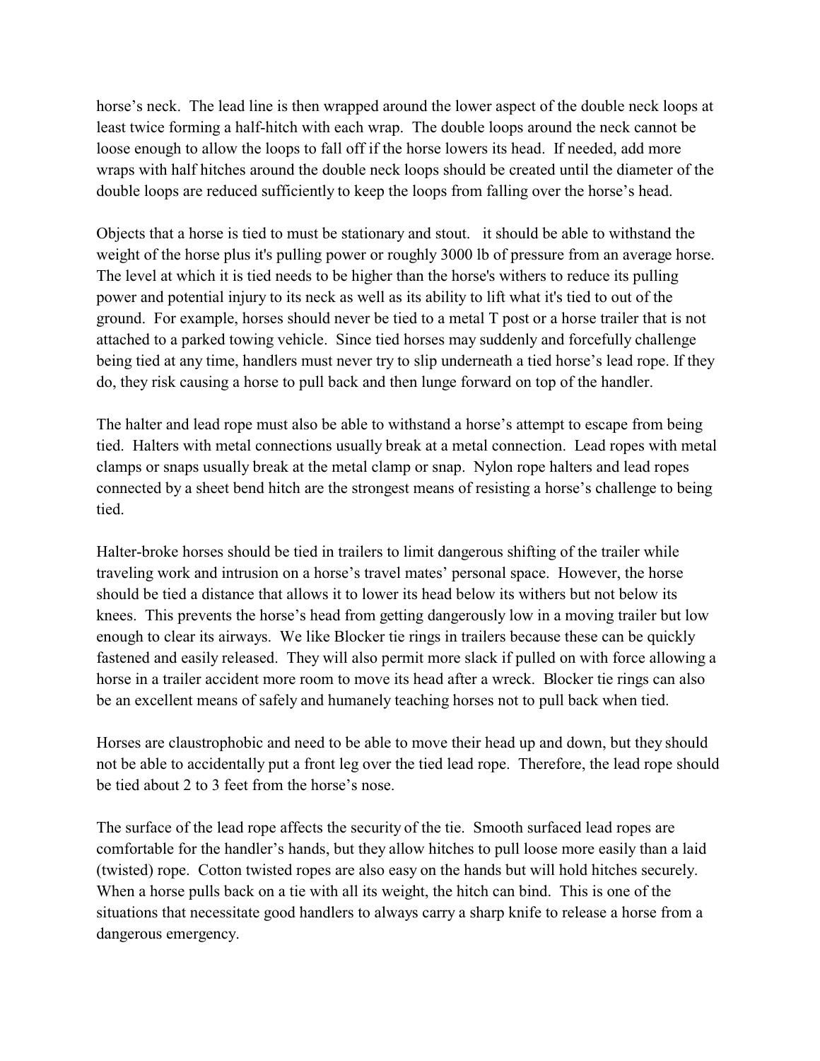horse's neck. The lead line is then wrapped around the lower aspect of the double neck loops at least twice forming a half-hitch with each wrap. The double loops around the neck cannot be loose enough to allow the loops to fall off if the horse lowers its head. If needed, add more wraps with half hitches around the double neck loops should be created until the diameter of the double loops are reduced sufficiently to keep the loops from falling over the horse's head.

Objects that a horse is tied to must be stationary and stout. it should be able to withstand the weight of the horse plus it's pulling power or roughly 3000 lb of pressure from an average horse. The level at which it is tied needs to be higher than the horse's withers to reduce its pulling power and potential injury to its neck as well as its ability to lift what it's tied to out of the ground. For example, horses should never be tied to a metal T post or a horse trailer that is not attached to a parked towing vehicle. Since tied horses may suddenly and forcefully challenge being tied at any time, handlers must never try to slip underneath a tied horse's lead rope. If they do, they risk causing a horse to pull back and then lunge forward on top of the handler.

The halter and lead rope must also be able to withstand a horse's attempt to escape from being tied. Halters with metal connections usually break at a metal connection. Lead ropes with metal clamps or snaps usually break at the metal clamp or snap. Nylon rope halters and lead ropes connected by a sheet bend hitch are the strongest means of resisting a horse's challenge to being tied.

Halter-broke horses should be tied in trailers to limit dangerous shifting of the trailer while traveling work and intrusion on a horse's travel mates' personal space. However, the horse should be tied a distance that allows it to lower its head below its withers but not below its knees. This prevents the horse's head from getting dangerously low in a moving trailer but low enough to clear its airways. We like Blocker tie rings in trailers because these can be quickly fastened and easily released. They will also permit more slack if pulled on with force allowing a horse in a trailer accident more room to move its head after a wreck. Blocker tie rings can also be an excellent means of safely and humanely teaching horses not to pull back when tied.

Horses are claustrophobic and need to be able to move their head up and down, but they should not be able to accidentally put a front leg over the tied lead rope. Therefore, the lead rope should be tied about 2 to 3 feet from the horse's nose.

The surface of the lead rope affects the security of the tie. Smooth surfaced lead ropes are comfortable for the handler's hands, but they allow hitches to pull loose more easily than a laid (twisted) rope. Cotton twisted ropes are also easy on the hands but will hold hitches securely. When a horse pulls back on a tie with all its weight, the hitch can bind. This is one of the situations that necessitate good handlers to always carry a sharp knife to release a horse from a dangerous emergency.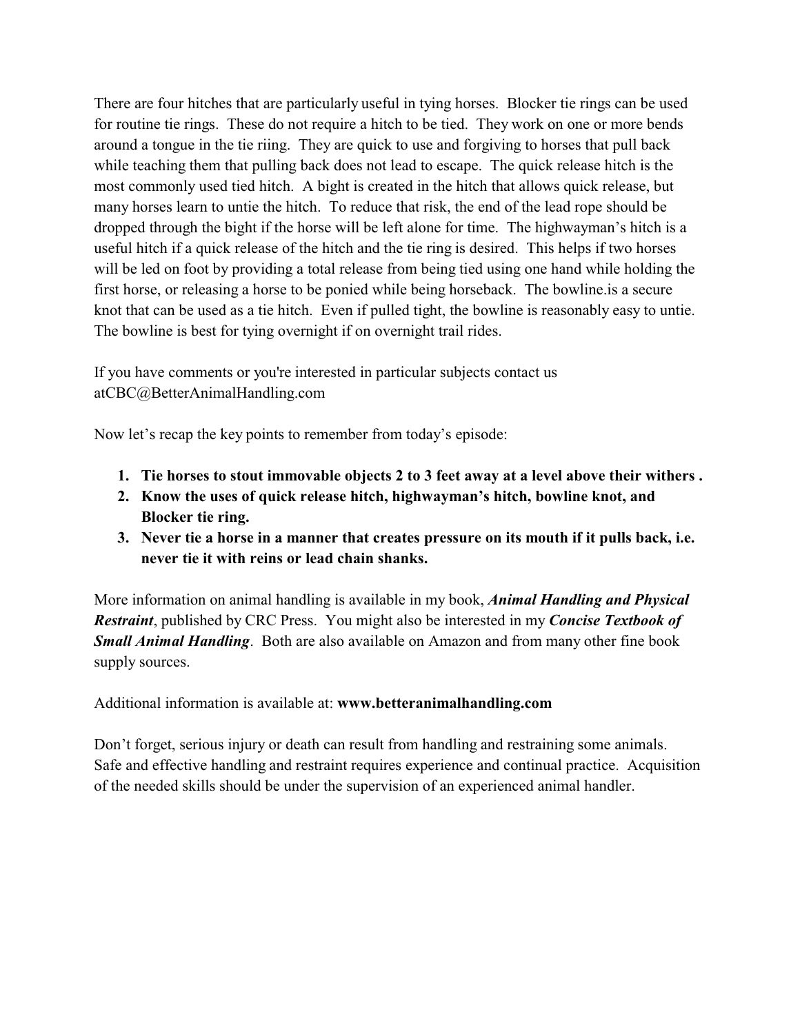There are four hitches that are particularly useful in tying horses. Blocker tie rings can be used for routine tie rings. These do not require a hitch to be tied. They work on one or more bends around a tongue in the tie riing. They are quick to use and forgiving to horses that pull back while teaching them that pulling back does not lead to escape. The quick release hitch is the most commonly used tied hitch. A bight is created in the hitch that allows quick release, but many horses learn to untie the hitch. To reduce that risk, the end of the lead rope should be dropped through the bight if the horse will be left alone for time. The highwayman's hitch is a useful hitch if a quick release of the hitch and the tie ring is desired. This helps if two horses will be led on foot by providing a total release from being tied using one hand while holding the first horse, or releasing a horse to be ponied while being horseback. The bowline.is a secure knot that can be used as a tie hitch. Even if pulled tight, the bowline is reasonably easy to untie. The bowline is best for tying overnight if on overnight trail rides.

If you have comments or you're interested in particular subjects contact us atCBC@BetterAnimalHandling.com

Now let's recap the key points to remember from today's episode:

1. **Tie horses to stout immovable objects 2 to 3 feet away at a level above their withers .**
2. **Know the uses of quick release hitch, highwayman's hitch, bowline knot, and Blocker tie ring.**
3. **Never tie a horse in a manner that creates pressure on its mouth if it pulls back, i.e. never tie it with reins or lead chain shanks.**

More information on animal handling is available in my book, ***Animal Handling and Physical Restraint***, published by CRC Press. You might also be interested in my ***Concise Textbook of Small Animal Handling***. Both are also available on Amazon and from many other fine book supply sources.

Additional information is available at: **www.betteranimalhandling.com**

Don't forget, serious injury or death can result from handling and restraining some animals. Safe and effective handling and restraint requires experience and continual practice. Acquisition of the needed skills should be under the supervision of an experienced animal handler.